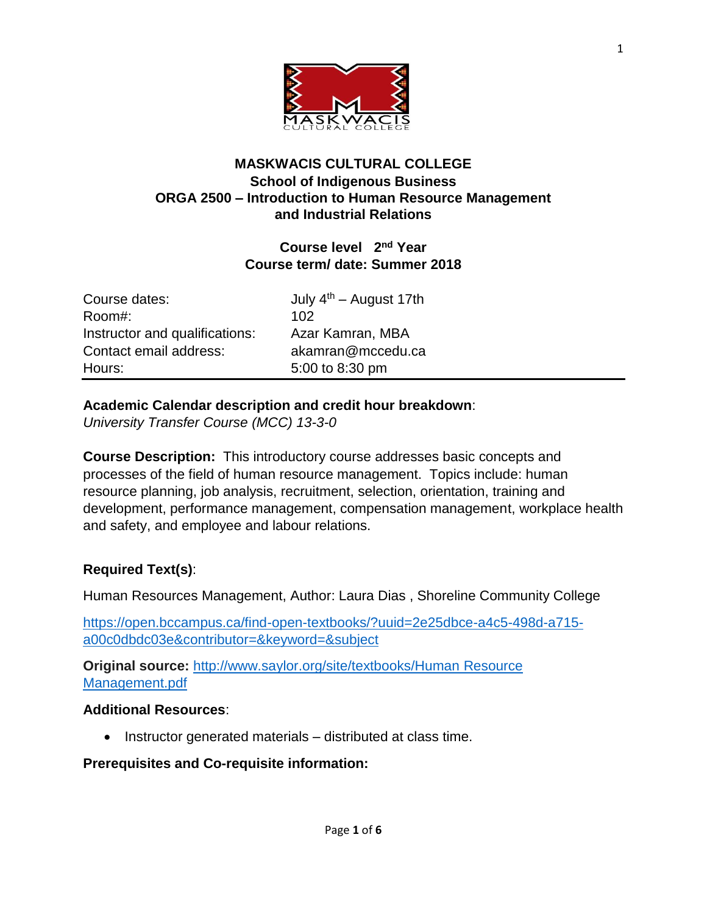# MASKWACIS CULTURAL COLLEGE

## School of Indigenous Business

## ORGA 2500 – Introduction to Human Resource Management and Industrial Relations

**Course level 2nd Year**

**Course term/ date: Summer 2018**

| | |
|---|---|
| Course dates: | July 4th – August 17th |
| Room#: | 102 |
| Instructor and qualifications: | Azar Kamran, MBA |
| Contact email address: | akamran@mccedu.ca |
| Hours: | 5:00 to 8:30 pm |

**Academic Calendar description and credit hour breakdown**:
*University Transfer Course (MCC) 13-3-0*

**Course Description:** This introductory course addresses basic concepts and processes of the field of human resource management. Topics include: human resource planning, job analysis, recruitment, selection, orientation, training and development, performance management, compensation management, workplace health and safety, and employee and labour relations.

**Required Text(s)**:

Human Resources Management, Author: Laura Dias , Shoreline Community College

https://open.bccampus.ca/find-open-textbooks/?uuid=2e25dbce-a4c5-498d-a715-a00c0dbdc03e&contributor=&keyword=&subject

**Original source:** http://www.saylor.org/site/textbooks/Human Resource Management.pdf

**Additional Resources**:

- Instructor generated materials – distributed at class time.

**Prerequisites and Co-requisite information:**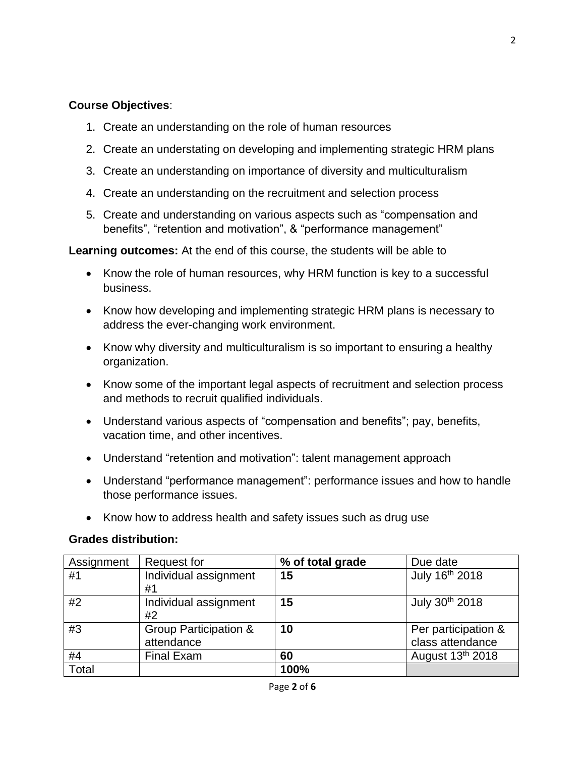**Course Objectives**:

1. Create an understanding on the role of human resources
2. Create an understating on developing and implementing strategic HRM plans
3. Create an understanding on importance of diversity and multiculturalism
4. Create an understanding on the recruitment and selection process
5. Create and understanding on various aspects such as "compensation and benefits", "retention and motivation", & "performance management"

**Learning outcomes:** At the end of this course, the students will be able to

- Know the role of human resources, why HRM function is key to a successful business.
- Know how developing and implementing strategic HRM plans is necessary to address the ever-changing work environment.
- Know why diversity and multiculturalism is so important to ensuring a healthy organization.
- Know some of the important legal aspects of recruitment and selection process and methods to recruit qualified individuals.
- Understand various aspects of "compensation and benefits"; pay, benefits, vacation time, and other incentives.
- Understand "retention and motivation": talent management approach
- Understand "performance management": performance issues and how to handle those performance issues.
- Know how to address health and safety issues such as drug use

**Grades distribution:**

| Assignment | Request for | **% of total grade** | Due date |
|---|---|---|---|
| #1 | Individual assignment #1 | **15** | July 16th 2018 |
| #2 | Individual assignment #2 | **15** | July 30th 2018 |
| #3 | Group Participation & attendance | **10** | Per participation & class attendance |
| #4 | Final Exam | **60** | August 13th 2018 |
| Total | | **100%** | |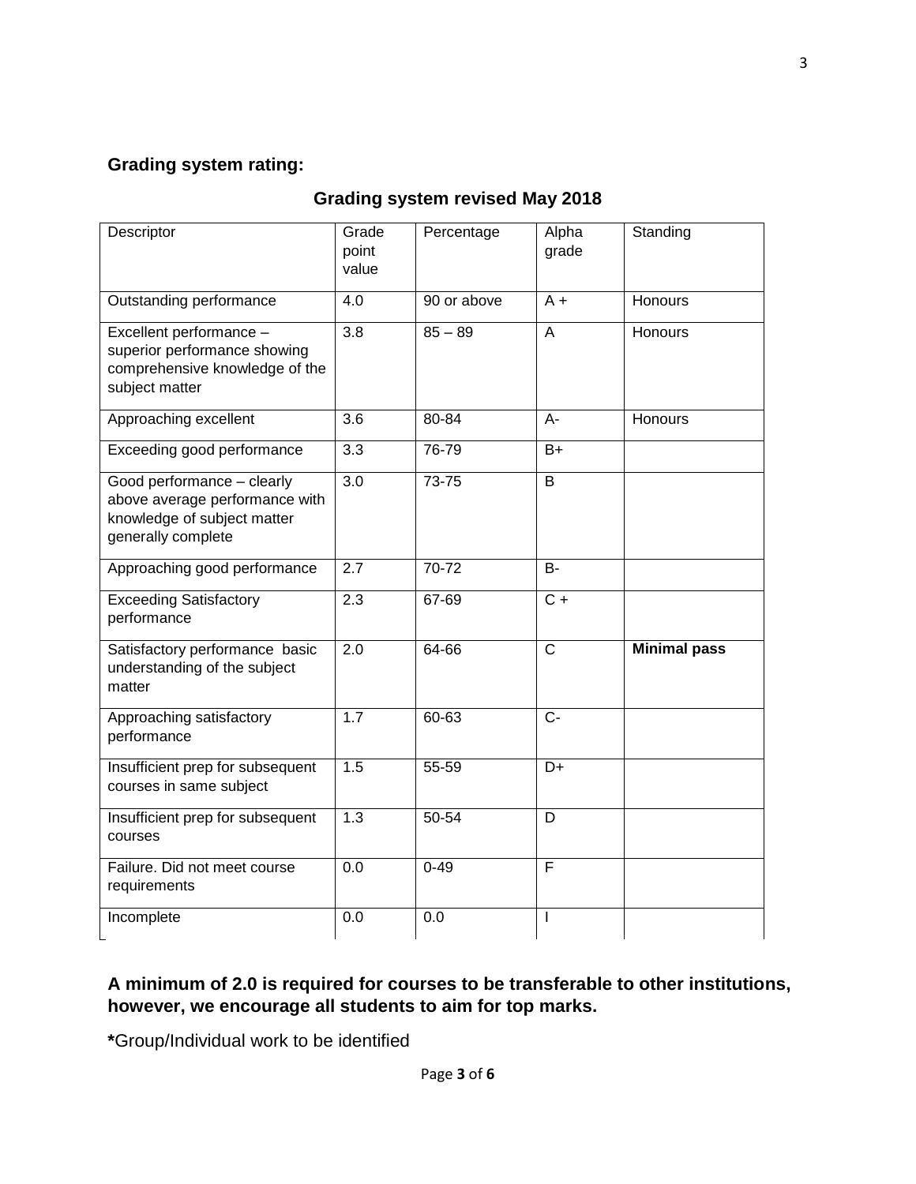**Grading system rating:**

## Grading system revised May 2018

| Descriptor | Grade point value | Percentage | Alpha grade | Standing |
|---|---|---|---|---|
| Outstanding performance | 4.0 | 90 or above | A + | Honours |
| Excellent performance – superior performance showing comprehensive knowledge of the subject matter | 3.8 | 85 – 89 | A | Honours |
| Approaching excellent | 3.6 | 80-84 | A- | Honours |
| Exceeding good performance | 3.3 | 76-79 | B+ | |
| Good performance – clearly above average performance with knowledge of subject matter generally complete | 3.0 | 73-75 | B | |
| Approaching good performance | 2.7 | 70-72 | B- | |
| Exceeding Satisfactory performance | 2.3 | 67-69 | C + | |
| Satisfactory performance basic understanding of the subject matter | 2.0 | 64-66 | C | **Minimal pass** |
| Approaching satisfactory performance | 1.7 | 60-63 | C- | |
| Insufficient prep for subsequent courses in same subject | 1.5 | 55-59 | D+ | |
| Insufficient prep for subsequent courses | 1.3 | 50-54 | D | |
| Failure. Did not meet course requirements | 0.0 | 0-49 | F | |
| Incomplete | 0.0 | 0.0 | I | |

**A minimum of 2.0 is required for courses to be transferable to other institutions, however, we encourage all students to aim for top marks.**

**\***Group/Individual work to be identified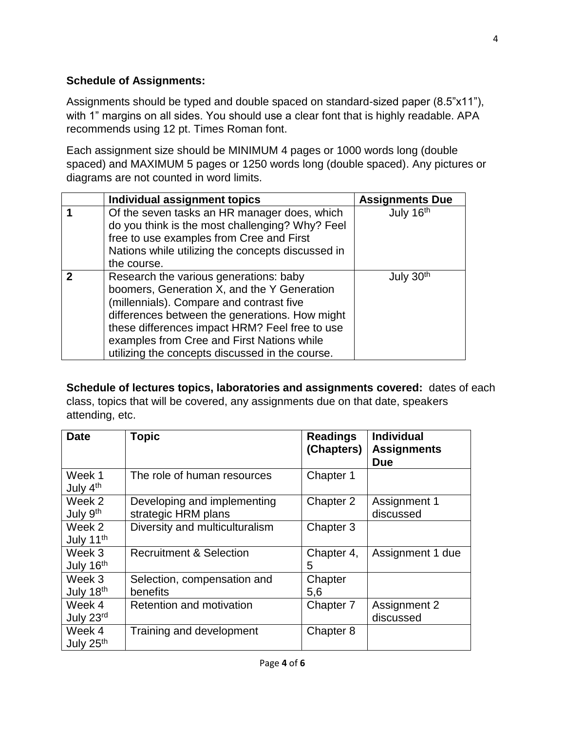**Schedule of Assignments:**

Assignments should be typed and double spaced on standard-sized paper (8.5"x11"), with 1" margins on all sides. You should use a clear font that is highly readable. APA recommends using 12 pt. Times Roman font.

Each assignment size should be MINIMUM 4 pages or 1000 words long (double spaced) and MAXIMUM 5 pages or 1250 words long (double spaced). Any pictures or diagrams are not counted in word limits.

| | Individual assignment topics | Assignments Due |
|---|---|---|
| **1** | Of the seven tasks an HR manager does, which do you think is the most challenging? Why? Feel free to use examples from Cree and First Nations while utilizing the concepts discussed in the course. | July 16th |
| **2** | Research the various generations: baby boomers, Generation X, and the Y Generation (millennials). Compare and contrast five differences between the generations. How might these differences impact HRM? Feel free to use examples from Cree and First Nations while utilizing the concepts discussed in the course. | July 30th |

**Schedule of lectures topics, laboratories and assignments covered:** dates of each class, topics that will be covered, any assignments due on that date, speakers attending, etc.

| Date | Topic | Readings (Chapters) | Individual Assignments Due |
|---|---|---|---|
| Week 1 July 4th | The role of human resources | Chapter 1 | |
| Week 2 July 9th | Developing and implementing strategic HRM plans | Chapter 2 | Assignment 1 discussed |
| Week 2 July 11th | Diversity and multiculturalism | Chapter 3 | |
| Week 3 July 16th | Recruitment & Selection | Chapter 4, 5 | Assignment 1 due |
| Week 3 July 18th | Selection, compensation and benefits | Chapter 5,6 | |
| Week 4 July 23rd | Retention and motivation | Chapter 7 | Assignment 2 discussed |
| Week 4 July 25th | Training and development | Chapter 8 | |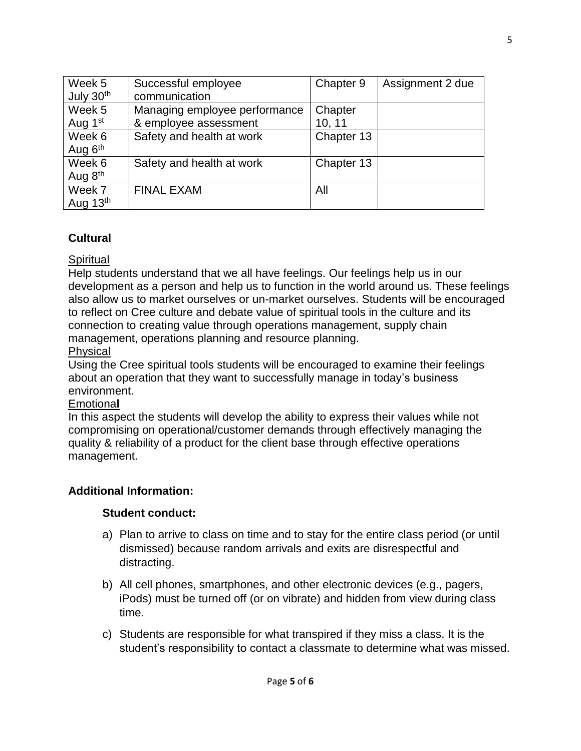| Week 5 July 30th | Successful employee communication | Chapter 9 | Assignment 2 due |
|---|---|---|---|
| Week 5 Aug 1st | Managing employee performance & employee assessment | Chapter 10, 11 | |
| Week 6 Aug 6th | Safety and health at work | Chapter 13 | |
| Week 6 Aug 8th | Safety and health at work | Chapter 13 | |
| Week 7 Aug 13th | FINAL EXAM | All | |

### Cultural

<u>Spiritual</u>
Help students understand that we all have feelings. Our feelings help us in our development as a person and help us to function in the world around us. These feelings also allow us to market ourselves or un-market ourselves. Students will be encouraged to reflect on Cree culture and debate value of spiritual tools in the culture and its connection to creating value through operations management, supply chain management, operations planning and resource planning.

<u>Physical</u>
Using the Cree spiritual tools students will be encouraged to examine their feelings about an operation that they want to successfully manage in today's business environment.

<u>Emotional</u>
In this aspect the students will develop the ability to express their values while not compromising on operational/customer demands through effectively managing the quality & reliability of a product for the client base through effective operations management.

### Additional Information:

**Student conduct:**

a) Plan to arrive to class on time and to stay for the entire class period (or until dismissed) because random arrivals and exits are disrespectful and distracting.

b) All cell phones, smartphones, and other electronic devices (e.g., pagers, iPods) must be turned off (or on vibrate) and hidden from view during class time.

c) Students are responsible for what transpired if they miss a class. It is the student's responsibility to contact a classmate to determine what was missed.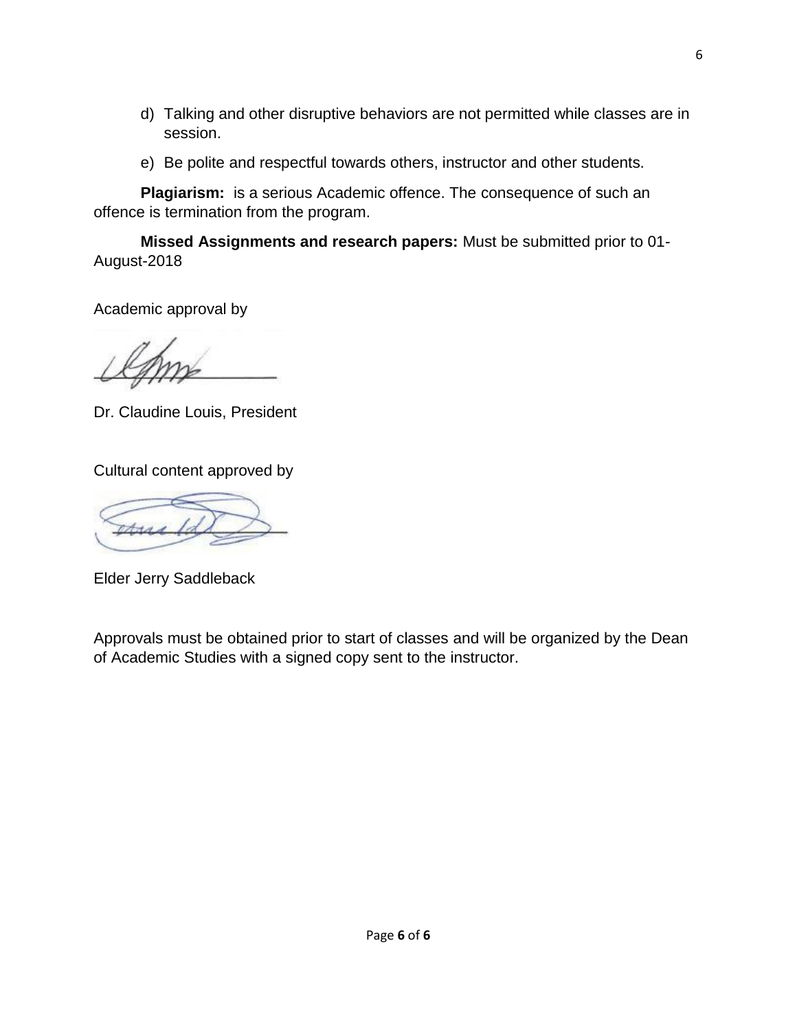d) Talking and other disruptive behaviors are not permitted while classes are in session.

e) Be polite and respectful towards others, instructor and other students.

**Plagiarism:** is a serious Academic offence. The consequence of such an offence is termination from the program.

**Missed Assignments and research papers:** Must be submitted prior to 01-August-2018

Academic approval by

Dr. Claudine Louis, President

Cultural content approved by

Elder Jerry Saddleback

Approvals must be obtained prior to start of classes and will be organized by the Dean of Academic Studies with a signed copy sent to the instructor.